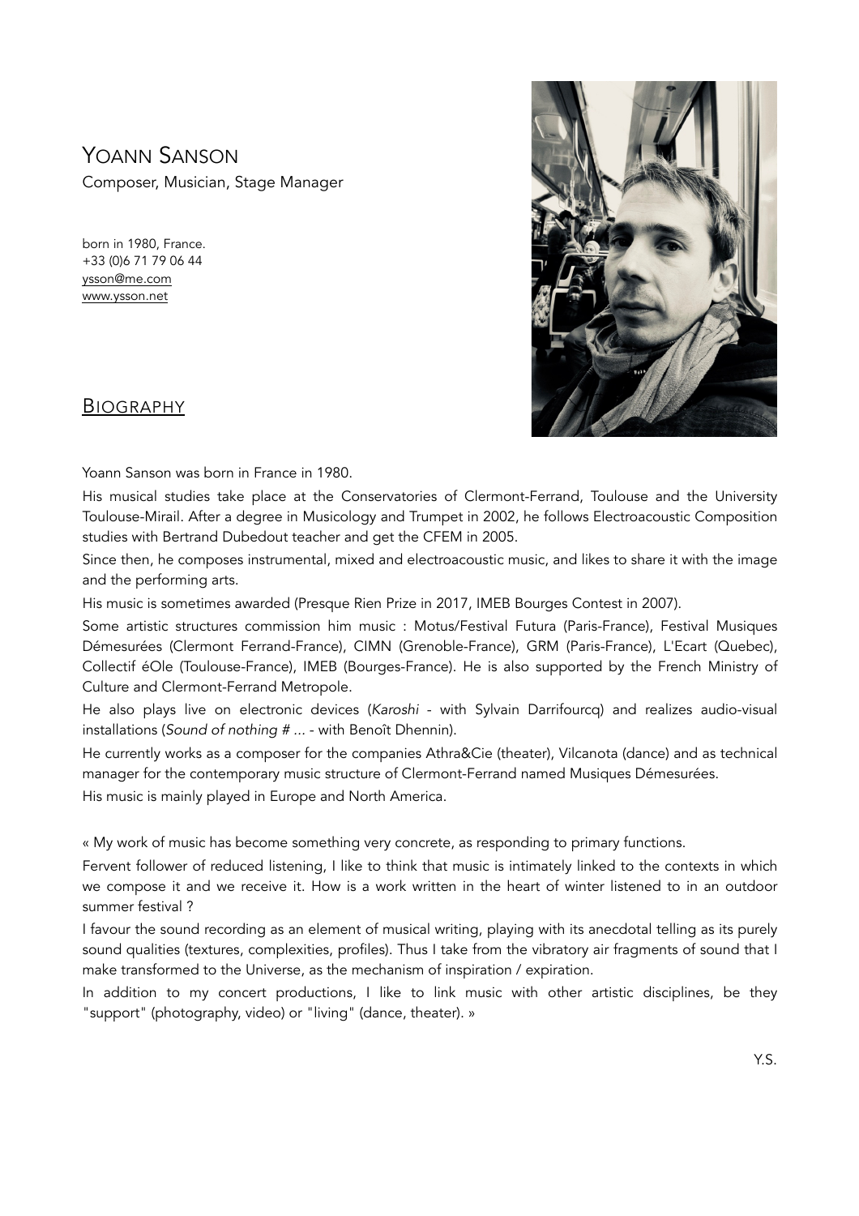# YOANN SANSON

Composer, Musician, Stage Manager

born in 1980, France.
+33 (0)6 71 79 06 44
ysson@me.com
www.ysson.net

## BIOGRAPHY

Yoann Sanson was born in France in 1980.

His musical studies take place at the Conservatories of Clermont-Ferrand, Toulouse and the University Toulouse-Mirail. After a degree in Musicology and Trumpet in 2002, he follows Electroacoustic Composition studies with Bertrand Dubedout teacher and get the CFEM in 2005.

Since then, he composes instrumental, mixed and electroacoustic music, and likes to share it with the image and the performing arts.

His music is sometimes awarded (Presque Rien Prize in 2017, IMEB Bourges Contest in 2007).

Some artistic structures commission him music : Motus/Festival Futura (Paris-France), Festival Musiques Démesurées (Clermont Ferrand-France), CIMN (Grenoble-France), GRM (Paris-France), L'Ecart (Quebec), Collectif éOle (Toulouse-France), IMEB (Bourges-France). He is also supported by the French Ministry of Culture and Clermont-Ferrand Metropole.

He also plays live on electronic devices (*Karoshi* - with Sylvain Darrifourcq) and realizes audio-visual installations (*Sound of nothing # ...* - with Benoît Dhennin).

He currently works as a composer for the companies Athra&Cie (theater), Vilcanota (dance) and as technical manager for the contemporary music structure of Clermont-Ferrand named Musiques Démesurées.

His music is mainly played in Europe and North America.

« My work of music has become something very concrete, as responding to primary functions.

Fervent follower of reduced listening, I like to think that music is intimately linked to the contexts in which we compose it and we receive it. How is a work written in the heart of winter listened to in an outdoor summer festival ?

I favour the sound recording as an element of musical writing, playing with its anecdotal telling as its purely sound qualities (textures, complexities, profiles). Thus I take from the vibratory air fragments of sound that I make transformed to the Universe, as the mechanism of inspiration / expiration.

In addition to my concert productions, I like to link music with other artistic disciplines, be they "support" (photography, video) or "living" (dance, theater). »

Y.S.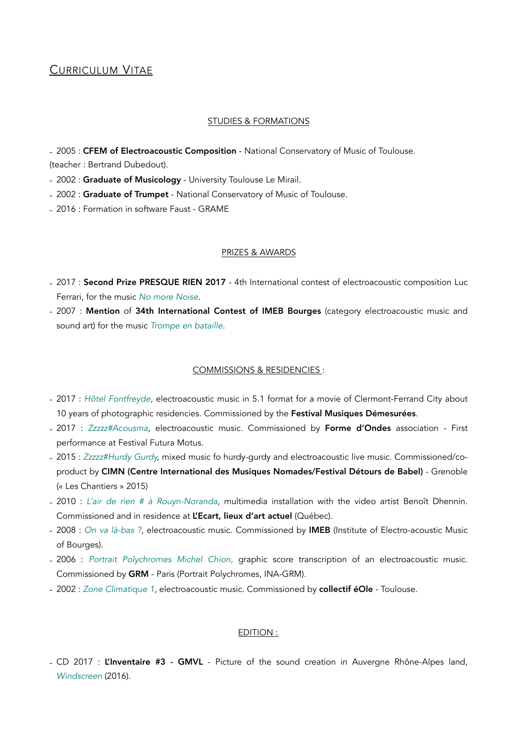# Curriculum Vitae

## STUDIES & FORMATIONS

- 2005 : **CFEM of Electroacoustic Composition** - National Conservatory of Music of Toulouse.
(teacher : Bertrand Dubedout).
- 2002 : **Graduate of Musicology** - University Toulouse Le Mirail.
- 2002 : **Graduate of Trumpet** - National Conservatory of Music of Toulouse.
- 2016 : Formation in software Faust - GRAME

## PRIZES & AWARDS

- 2017 : **Second Prize PRESQUE RIEN 2017** - 4th International contest of electroacoustic composition Luc Ferrari, for the music *No more Noise*.
- 2007 : **Mention** of **34th International Contest of IMEB Bourges** (category electroacoustic music and sound art) for the music *Trompe en bataille*.

## COMMISSIONS & RESIDENCIES :

- 2017 : *Hôtel Fontfreyde*, electroacoustic music in 5.1 format for a movie of Clermont-Ferrand City about 10 years of photographic residencies. Commissioned by the **Festival Musiques Démesurées**.
- 2017 : *Zzzzz#Acousma*, electroacoustic music. Commissioned by **Forme d'Ondes** association - First performance at Festival Futura Motus.
- 2015 : *Zzzzz#Hurdy Gurdy*, mixed music fo hurdy-gurdy and electroacoustic live music. Commissioned/co-product by **CIMN (Centre International des Musiques Nomades/Festival Détours de Babel)** - Grenoble (« Les Chantiers » 2015)
- 2010 : *L'air de rien # à Rouyn-Noranda*, multimedia installation with the video artist Benoît Dhennin. Commissioned and in residence at **L'Ecart, lieux d'art actuel** (Québec).
- 2008 : *On va là-bas ?*, electroacoustic music. Commissioned by **IMEB** (Institute of Electro-acoustic Music of Bourges).
- 2006 : *Portrait Polychromes Michel Chion,* graphic score transcription of an electroacoustic music. Commissioned by **GRM** - Paris (Portrait Polychromes, INA-GRM).
- 2002 : *Zone Climatique 1*, electroacoustic music. Commissioned by **collectif éOle** - Toulouse.

## EDITION :

- CD 2017 : **L'Inventaire #3 - GMVL** - Picture of the sound creation in Auvergne Rhône-Alpes land, *Windscreen* (2016).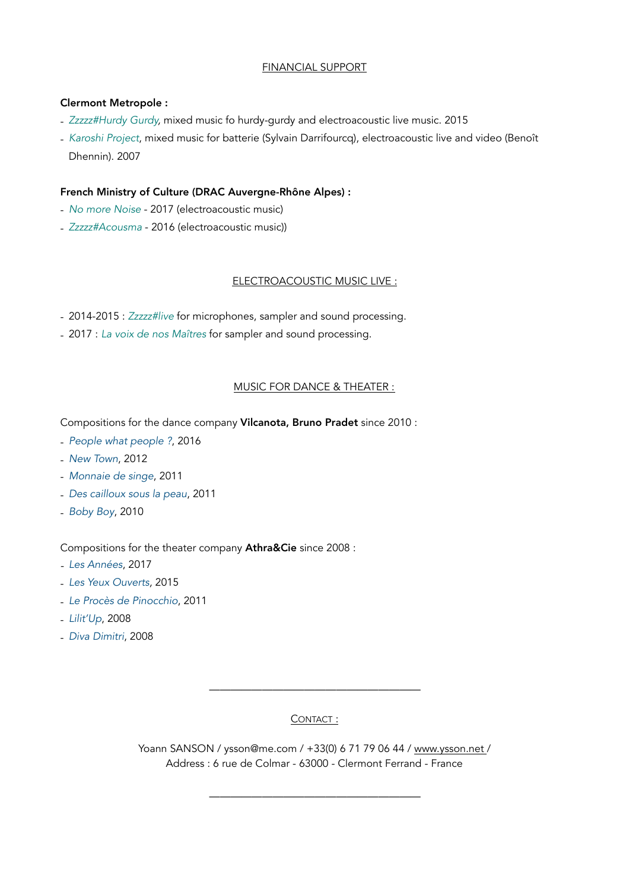## FINANCIAL SUPPORT

**Clermont Metropole :**

- *Zzzzz#Hurdy Gurdy,* mixed music fo hurdy-gurdy and electroacoustic live music. 2015
- *Karoshi Project*, mixed music for batterie (Sylvain Darrifourcq), electroacoustic live and video (Benoît Dhennin). 2007

**French Ministry of Culture (DRAC Auvergne-Rhône Alpes) :**

- *No more Noise* - 2017 (electroacoustic music)
- *Zzzzz#Acousma* - 2016 (electroacoustic music))

## ELECTROACOUSTIC MUSIC LIVE :

- 2014-2015 : *Zzzzz#live* for microphones, sampler and sound processing.
- 2017 : *La voix de nos Maîtres* for sampler and sound processing.

## MUSIC FOR DANCE & THEATER :

Compositions for the dance company **Vilcanota, Bruno Pradet** since 2010 :

- *People what people ?*, 2016
- *New Town*, 2012
- *Monnaie de singe*, 2011
- *Des cailloux sous la peau*, 2011
- *Boby Boy*, 2010

Compositions for the theater company **Athra&Cie** since 2008 :

- *Les Années*, 2017
- *Les Yeux Ouverts*, 2015
- *Le Procès de Pinocchio*, 2011
- *Lilit'Up*, 2008
- *Diva Dimitri*, 2008

---

CONTACT :

Yoann SANSON / ysson@me.com / +33(0) 6 71 79 06 44 / www.ysson.net /
Address : 6 rue de Colmar - 63000 - Clermont Ferrand - France

---